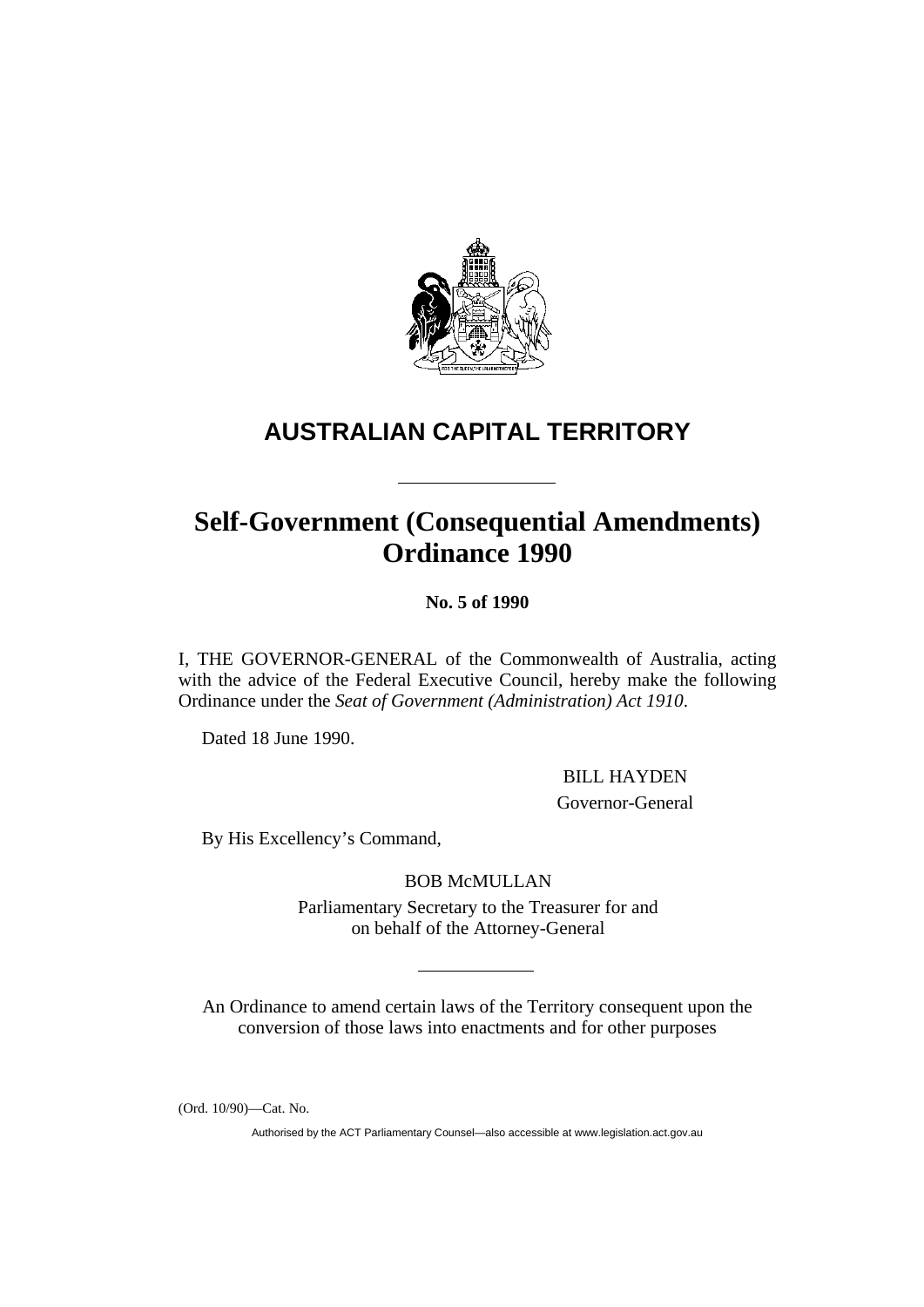# AUSTRALIAN CAPITAL TERRITORY

# Self-Government (Consequential Amendments) Ordinance 1990

**No. 5 of 1990**

I, THE GOVERNOR-GENERAL of the Commonwealth of Australia, acting with the advice of the Federal Executive Council, hereby make the following Ordinance under the *Seat of Government (Administration) Act 1910*.

Dated 18 June 1990.

BILL HAYDEN
Governor-General

By His Excellency's Command,

BOB McMULLAN
Parliamentary Secretary to the Treasurer for and on behalf of the Attorney-General

An Ordinance to amend certain laws of the Territory consequent upon the conversion of those laws into enactments and for other purposes

(Ord. 10/90)—Cat. No.

Authorised by the ACT Parliamentary Counsel—also accessible at www.legislation.act.gov.au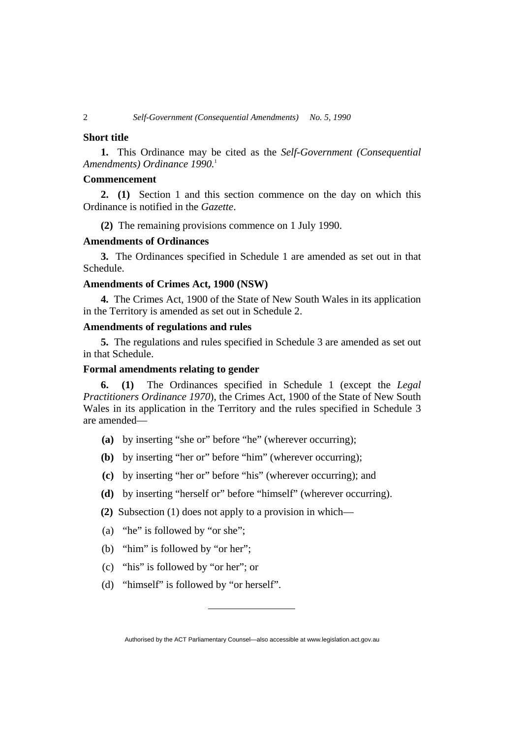### Short title

**1.** This Ordinance may be cited as the *Self-Government (Consequential Amendments) Ordinance 1990*.[1]

### Commencement

**2. (1)** Section 1 and this section commence on the day on which this Ordinance is notified in the *Gazette*.

**(2)** The remaining provisions commence on 1 July 1990.

### Amendments of Ordinances

**3.** The Ordinances specified in Schedule 1 are amended as set out in that Schedule.

### Amendments of Crimes Act, 1900 (NSW)

**4.** The Crimes Act, 1900 of the State of New South Wales in its application in the Territory is amended as set out in Schedule 2.

### Amendments of regulations and rules

**5.** The regulations and rules specified in Schedule 3 are amended as set out in that Schedule.

### Formal amendments relating to gender

**6. (1)** The Ordinances specified in Schedule 1 (except the *Legal Practitioners Ordinance 1970*), the Crimes Act, 1900 of the State of New South Wales in its application in the Territory and the rules specified in Schedule 3 are amended—

- **(a)** by inserting "she or" before "he" (wherever occurring);
- **(b)** by inserting "her or" before "him" (wherever occurring);
- **(c)** by inserting "her or" before "his" (wherever occurring); and
- **(d)** by inserting "herself or" before "himself" (wherever occurring).

**(2)** Subsection (1) does not apply to a provision in which—

- (a) "he" is followed by "or she";
- (b) "him" is followed by "or her";
- (c) "his" is followed by "or her"; or
- (d) "himself" is followed by "or herself".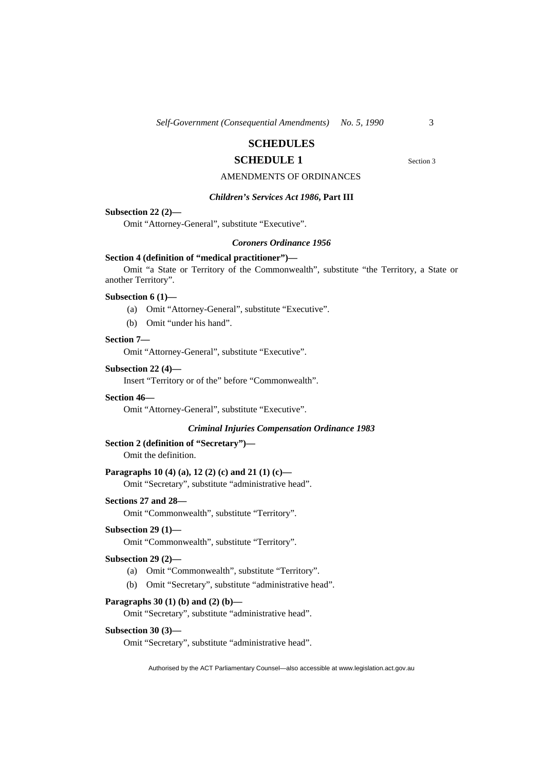# SCHEDULES

## SCHEDULE 1

Section 3

AMENDMENTS OF ORDINANCES

### *Children's Services Act 1986*, Part III

**Subsection 22 (2)—**

Omit "Attorney-General", substitute "Executive".

### *Coroners Ordinance 1956*

**Section 4 (definition of "medical practitioner")—**

Omit "a State or Territory of the Commonwealth", substitute "the Territory, a State or another Territory".

**Subsection 6 (1)—**

(a) Omit "Attorney-General", substitute "Executive".

(b) Omit "under his hand".

**Section 7—**

Omit "Attorney-General", substitute "Executive".

**Subsection 22 (4)—**

Insert "Territory or of the" before "Commonwealth".

**Section 46—**

Omit "Attorney-General", substitute "Executive".

### *Criminal Injuries Compensation Ordinance 1983*

**Section 2 (definition of "Secretary")—**

Omit the definition.

**Paragraphs 10 (4) (a), 12 (2) (c) and 21 (1) (c)—**

Omit "Secretary", substitute "administrative head".

**Sections 27 and 28—**

Omit "Commonwealth", substitute "Territory".

**Subsection 29 (1)—**

Omit "Commonwealth", substitute "Territory".

**Subsection 29 (2)—**

(a) Omit "Commonwealth", substitute "Territory".

(b) Omit "Secretary", substitute "administrative head".

**Paragraphs 30 (1) (b) and (2) (b)—**

Omit "Secretary", substitute "administrative head".

**Subsection 30 (3)—**

Omit "Secretary", substitute "administrative head".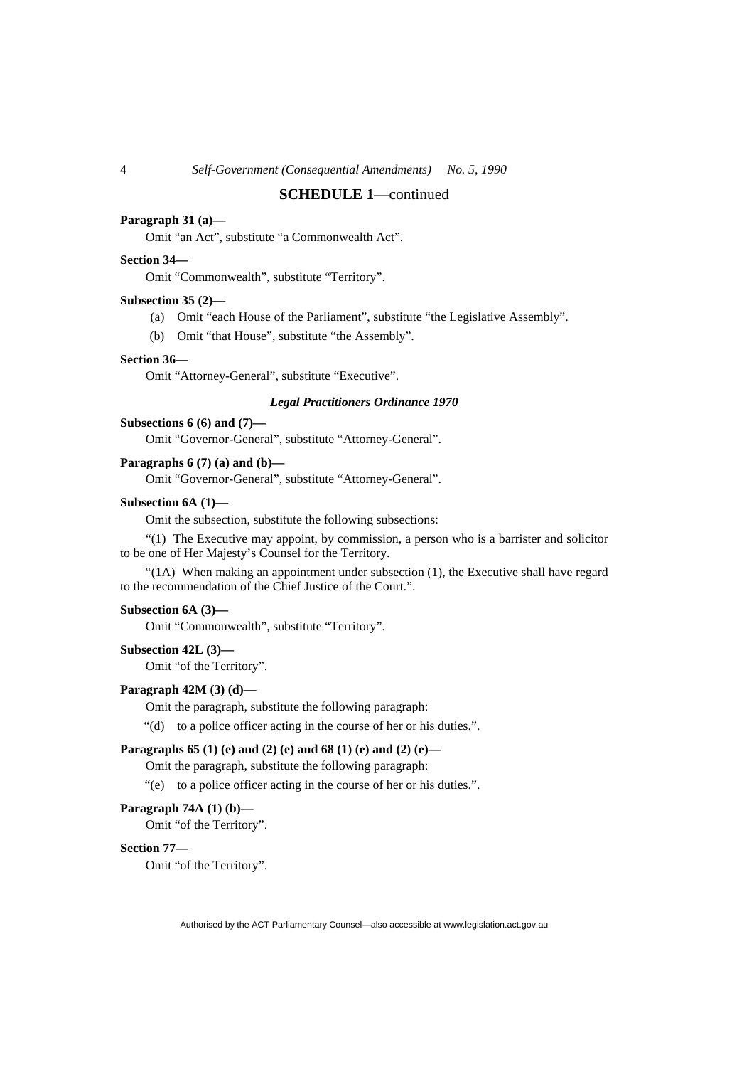## SCHEDULE 1—continued

**Paragraph 31 (a)—**

Omit "an Act", substitute "a Commonwealth Act".

**Section 34—**

Omit "Commonwealth", substitute "Territory".

**Subsection 35 (2)—**

(a) Omit "each House of the Parliament", substitute "the Legislative Assembly".

(b) Omit "that House", substitute "the Assembly".

**Section 36—**

Omit "Attorney-General", substitute "Executive".

### *Legal Practitioners Ordinance 1970*

**Subsections 6 (6) and (7)—**

Omit "Governor-General", substitute "Attorney-General".

**Paragraphs 6 (7) (a) and (b)—**

Omit "Governor-General", substitute "Attorney-General".

**Subsection 6A (1)—**

Omit the subsection, substitute the following subsections:

"(1) The Executive may appoint, by commission, a person who is a barrister and solicitor to be one of Her Majesty's Counsel for the Territory.

"(1A) When making an appointment under subsection (1), the Executive shall have regard to the recommendation of the Chief Justice of the Court.".

**Subsection 6A (3)—**

Omit "Commonwealth", substitute "Territory".

**Subsection 42L (3)—**

Omit "of the Territory".

**Paragraph 42M (3) (d)—**

Omit the paragraph, substitute the following paragraph:

"(d) to a police officer acting in the course of her or his duties.".

**Paragraphs 65 (1) (e) and (2) (e) and 68 (1) (e) and (2) (e)—**

Omit the paragraph, substitute the following paragraph:

"(e) to a police officer acting in the course of her or his duties.".

**Paragraph 74A (1) (b)—**

Omit "of the Territory".

**Section 77—**

Omit "of the Territory".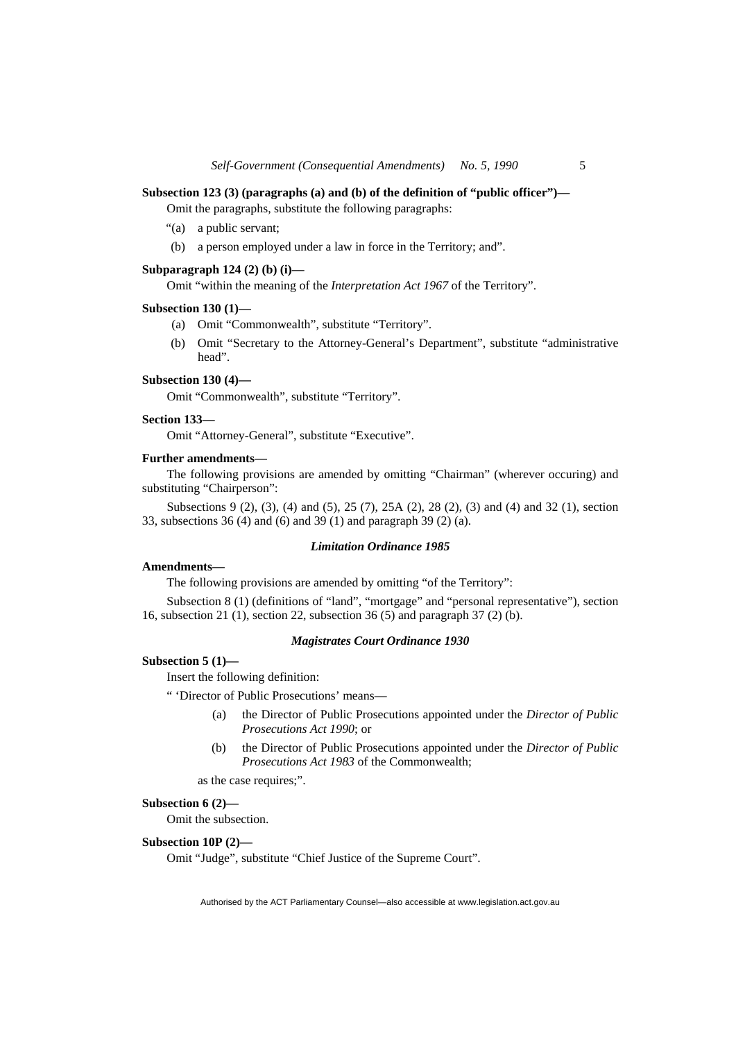**Subsection 123 (3) (paragraphs (a) and (b) of the definition of "public officer")—**

Omit the paragraphs, substitute the following paragraphs:

"(a) a public servant;

(b) a person employed under a law in force in the Territory; and".

**Subparagraph 124 (2) (b) (i)—**

Omit "within the meaning of the *Interpretation Act 1967* of the Territory".

**Subsection 130 (1)—**

(a) Omit "Commonwealth", substitute "Territory".

(b) Omit "Secretary to the Attorney-General's Department", substitute "administrative head".

**Subsection 130 (4)—**

Omit "Commonwealth", substitute "Territory".

**Section 133—**

Omit "Attorney-General", substitute "Executive".

**Further amendments—**

The following provisions are amended by omitting "Chairman" (wherever occuring) and substituting "Chairperson":

Subsections 9 (2), (3), (4) and (5), 25 (7), 25A (2), 28 (2), (3) and (4) and 32 (1), section 33, subsections 36 (4) and (6) and 39 (1) and paragraph 39 (2) (a).

### *Limitation Ordinance 1985*

**Amendments—**

The following provisions are amended by omitting "of the Territory":

Subsection 8 (1) (definitions of "land", "mortgage" and "personal representative"), section 16, subsection 21 (1), section 22, subsection 36 (5) and paragraph 37 (2) (b).

### *Magistrates Court Ordinance 1930*

**Subsection 5 (1)—**

Insert the following definition:

" 'Director of Public Prosecutions' means—

(a) the Director of Public Prosecutions appointed under the *Director of Public Prosecutions Act 1990*; or

(b) the Director of Public Prosecutions appointed under the *Director of Public Prosecutions Act 1983* of the Commonwealth;

as the case requires;".

**Subsection 6 (2)—**

Omit the subsection.

**Subsection 10P (2)—**

Omit "Judge", substitute "Chief Justice of the Supreme Court".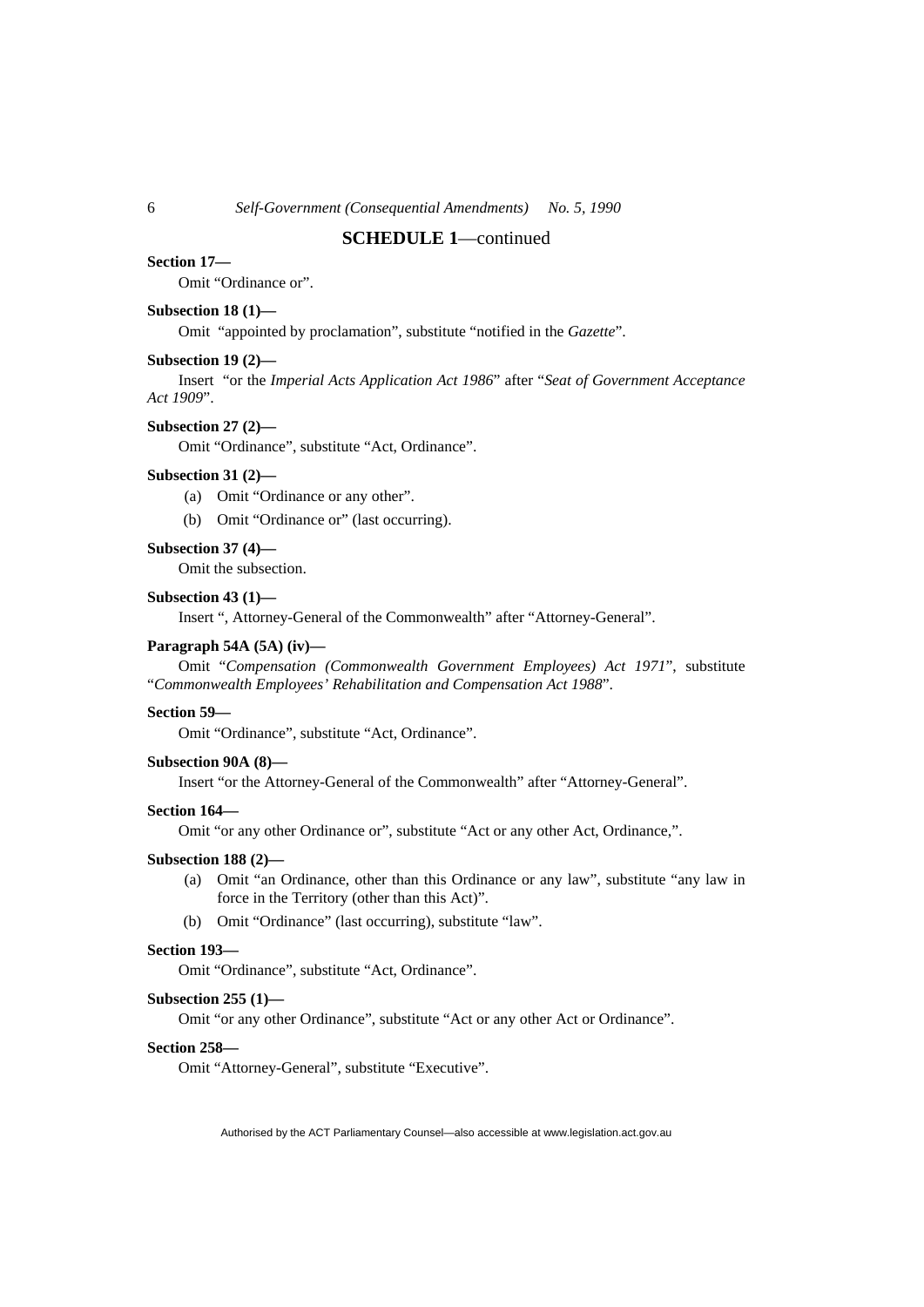## SCHEDULE 1—continued

**Section 17—**

Omit "Ordinance or".

**Subsection 18 (1)—**

Omit "appointed by proclamation", substitute "notified in the *Gazette*".

**Subsection 19 (2)—**

Insert "or the *Imperial Acts Application Act 1986*" after "*Seat of Government Acceptance Act 1909*".

**Subsection 27 (2)—**

Omit "Ordinance", substitute "Act, Ordinance".

**Subsection 31 (2)—**

(a) Omit "Ordinance or any other".

(b) Omit "Ordinance or" (last occurring).

**Subsection 37 (4)—**

Omit the subsection.

**Subsection 43 (1)—**

Insert ", Attorney-General of the Commonwealth" after "Attorney-General".

**Paragraph 54A (5A) (iv)—**

Omit "*Compensation (Commonwealth Government Employees) Act 1971*", substitute "*Commonwealth Employees' Rehabilitation and Compensation Act 1988*".

**Section 59—**

Omit "Ordinance", substitute "Act, Ordinance".

**Subsection 90A (8)—**

Insert "or the Attorney-General of the Commonwealth" after "Attorney-General".

**Section 164—**

Omit "or any other Ordinance or", substitute "Act or any other Act, Ordinance,".

**Subsection 188 (2)—**

(a) Omit "an Ordinance, other than this Ordinance or any law", substitute "any law in force in the Territory (other than this Act)".

(b) Omit "Ordinance" (last occurring), substitute "law".

**Section 193—**

Omit "Ordinance", substitute "Act, Ordinance".

**Subsection 255 (1)—**

Omit "or any other Ordinance", substitute "Act or any other Act or Ordinance".

**Section 258—**

Omit "Attorney-General", substitute "Executive".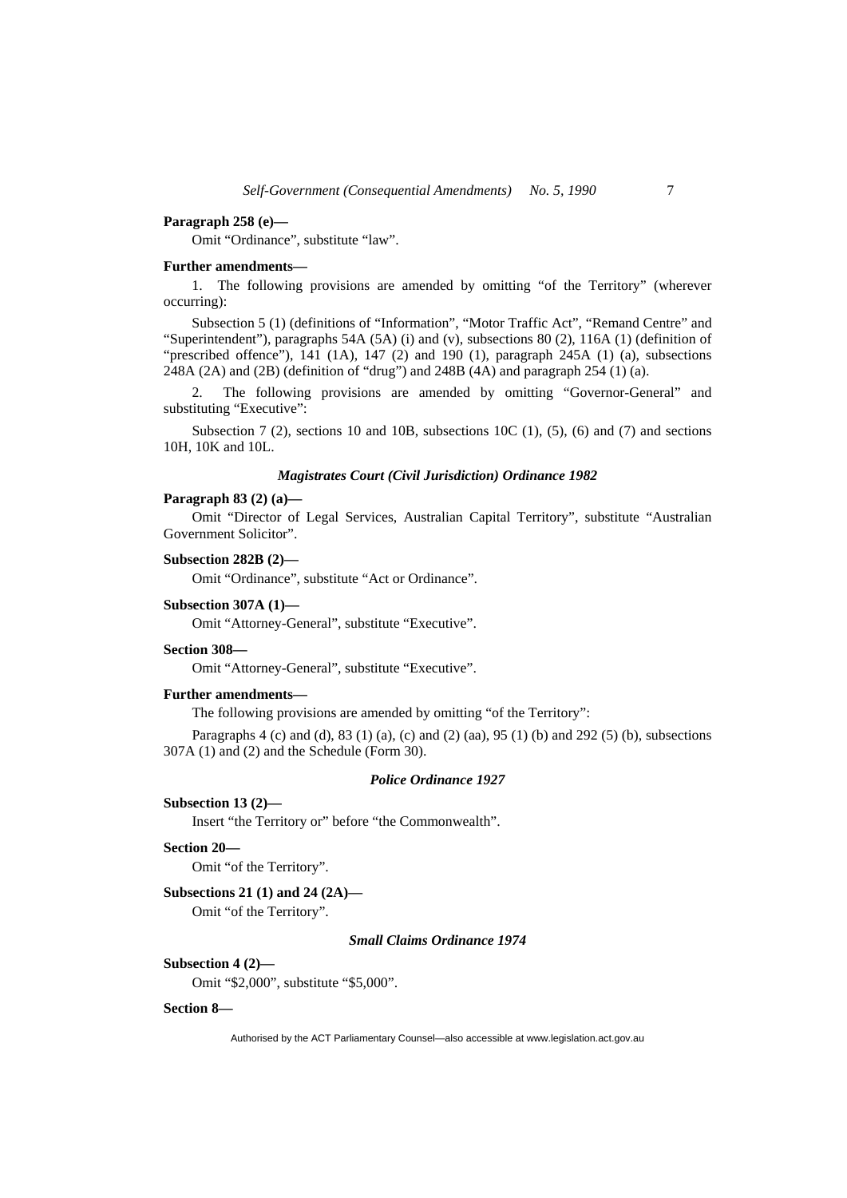**Paragraph 258 (e)—**

Omit "Ordinance", substitute "law".

**Further amendments—**

1. The following provisions are amended by omitting "of the Territory" (wherever occurring):

Subsection 5 (1) (definitions of "Information", "Motor Traffic Act", "Remand Centre" and "Superintendent"), paragraphs 54A (5A) (i) and (v), subsections 80 (2), 116A (1) (definition of "prescribed offence"), 141 (1A), 147 (2) and 190 (1), paragraph 245A (1) (a), subsections 248A (2A) and (2B) (definition of "drug") and 248B (4A) and paragraph 254 (1) (a).

2. The following provisions are amended by omitting "Governor-General" and substituting "Executive":

Subsection 7 (2), sections 10 and 10B, subsections 10C (1), (5), (6) and (7) and sections 10H, 10K and 10L.

### *Magistrates Court (Civil Jurisdiction) Ordinance 1982*

**Paragraph 83 (2) (a)—**

Omit "Director of Legal Services, Australian Capital Territory", substitute "Australian Government Solicitor".

**Subsection 282B (2)—**

Omit "Ordinance", substitute "Act or Ordinance".

**Subsection 307A (1)—**

Omit "Attorney-General", substitute "Executive".

**Section 308—**

Omit "Attorney-General", substitute "Executive".

**Further amendments—**

The following provisions are amended by omitting "of the Territory":

Paragraphs 4 (c) and (d), 83 (1) (a), (c) and (2) (aa), 95 (1) (b) and 292 (5) (b), subsections 307A (1) and (2) and the Schedule (Form 30).

### *Police Ordinance 1927*

**Subsection 13 (2)—**

Insert "the Territory or" before "the Commonwealth".

**Section 20—**

Omit "of the Territory".

**Subsections 21 (1) and 24 (2A)—**

Omit "of the Territory".

### *Small Claims Ordinance 1974*

**Subsection 4 (2)—**

Omit "$2,000", substitute "$5,000".

**Section 8—**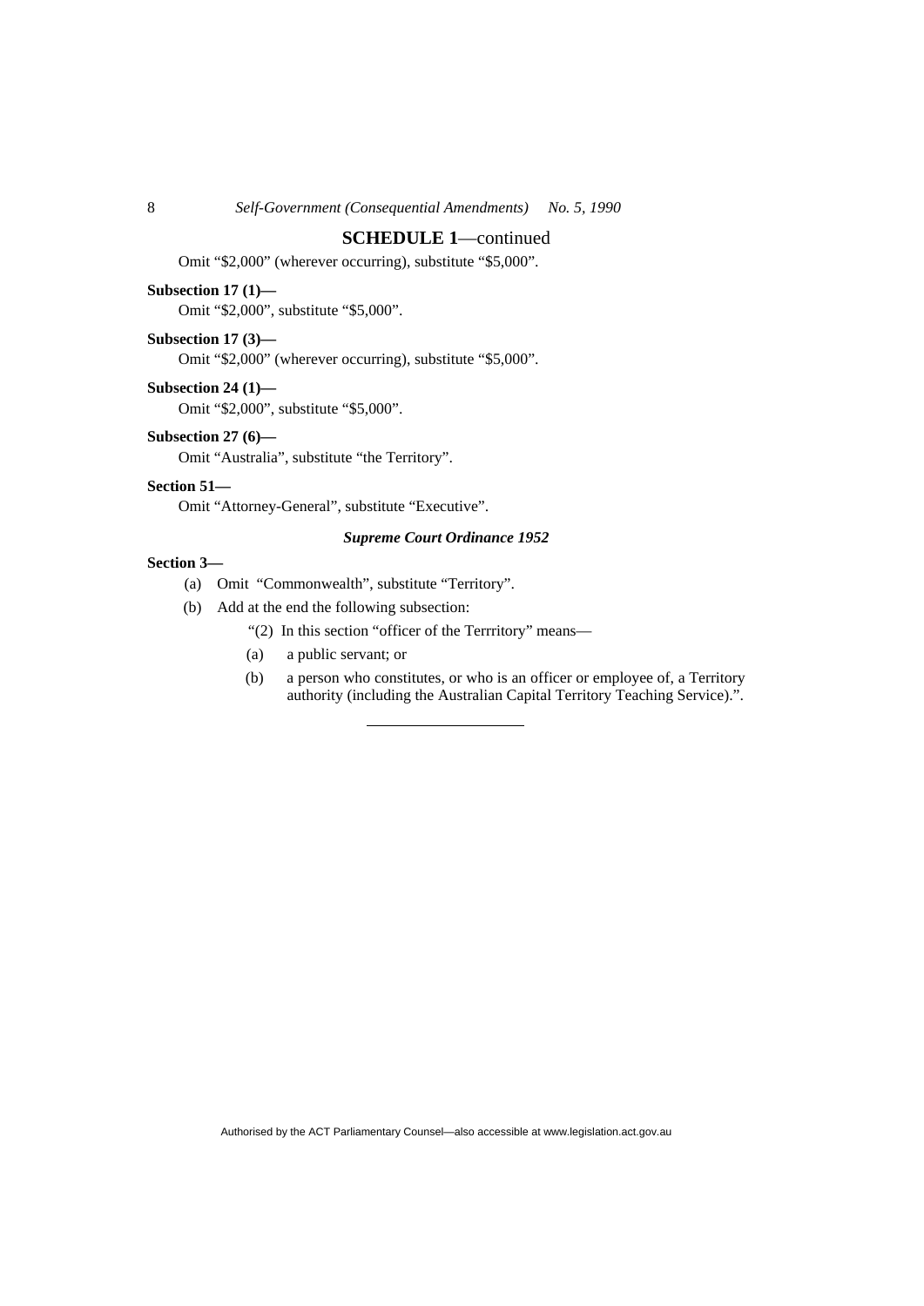## SCHEDULE 1—continued

Omit “$2,000” (wherever occurring), substitute “$5,000”.

**Subsection 17 (1)—**

Omit “$2,000”, substitute “$5,000”.

**Subsection 17 (3)—**

Omit “$2,000” (wherever occurring), substitute “$5,000”.

**Subsection 24 (1)—**

Omit “$2,000”, substitute “$5,000”.

**Subsection 27 (6)—**

Omit “Australia”, substitute “the Territory”.

**Section 51—**

Omit “Attorney-General”, substitute “Executive”.

***Supreme Court Ordinance 1952***

**Section 3—**

(a) Omit “Commonwealth”, substitute “Territory”.

(b) Add at the end the following subsection:

“(2) In this section “officer of the Terrritory” means—

(a) a public servant; or

(b) a person who constitutes, or who is an officer or employee of, a Territory authority (including the Australian Capital Territory Teaching Service).”.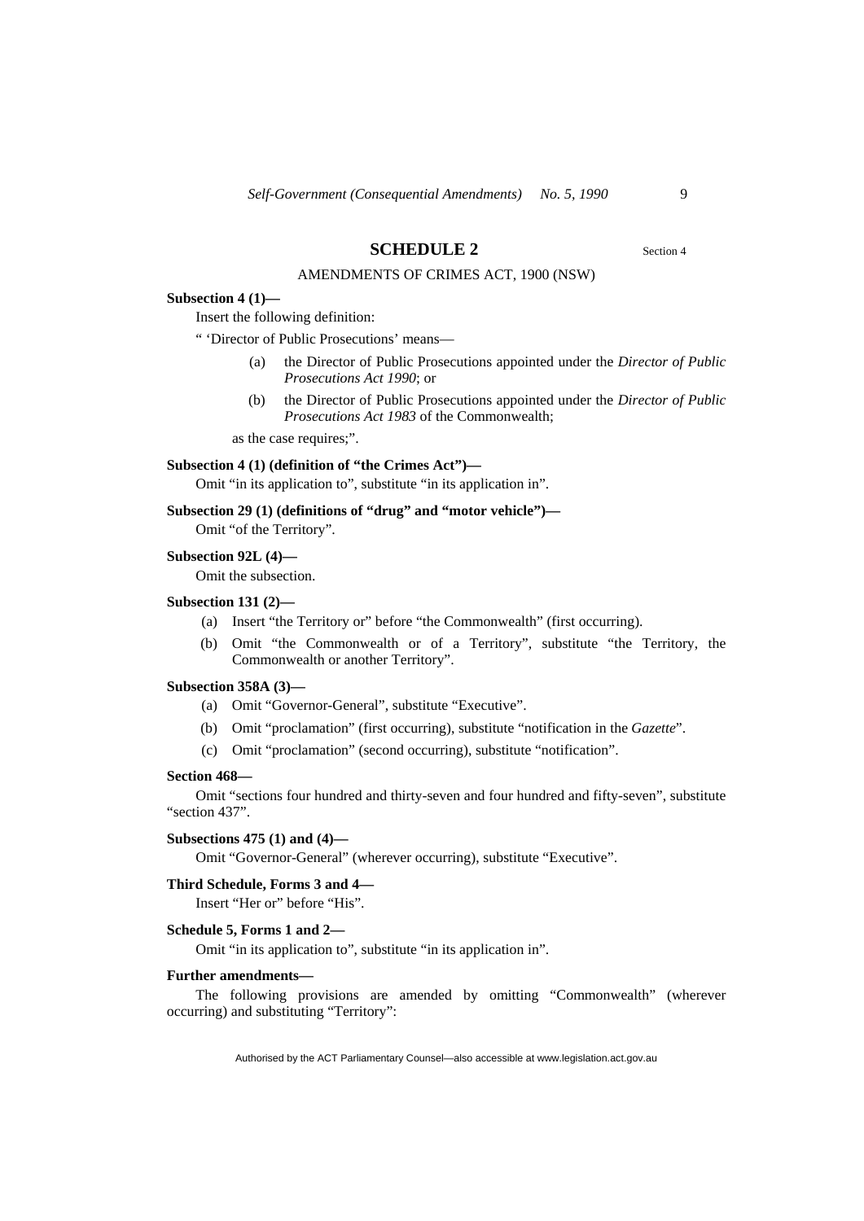## SCHEDULE 2

Section 4

AMENDMENTS OF CRIMES ACT, 1900 (NSW)

**Subsection 4 (1)—**

Insert the following definition:

" 'Director of Public Prosecutions' means—

(a) the Director of Public Prosecutions appointed under the *Director of Public Prosecutions Act 1990*; or

(b) the Director of Public Prosecutions appointed under the *Director of Public Prosecutions Act 1983* of the Commonwealth;

as the case requires;".

**Subsection 4 (1) (definition of "the Crimes Act")—**

Omit "in its application to", substitute "in its application in".

**Subsection 29 (1) (definitions of "drug" and "motor vehicle")—**

Omit "of the Territory".

**Subsection 92L (4)—**

Omit the subsection.

**Subsection 131 (2)—**

(a) Insert "the Territory or" before "the Commonwealth" (first occurring).

(b) Omit "the Commonwealth or of a Territory", substitute "the Territory, the Commonwealth or another Territory".

**Subsection 358A (3)—**

(a) Omit "Governor-General", substitute "Executive".

(b) Omit "proclamation" (first occurring), substitute "notification in the *Gazette*".

(c) Omit "proclamation" (second occurring), substitute "notification".

**Section 468—**

Omit "sections four hundred and thirty-seven and four hundred and fifty-seven", substitute "section 437".

**Subsections 475 (1) and (4)—**

Omit "Governor-General" (wherever occurring), substitute "Executive".

**Third Schedule, Forms 3 and 4—**

Insert "Her or" before "His".

**Schedule 5, Forms 1 and 2—**

Omit "in its application to", substitute "in its application in".

**Further amendments—**

The following provisions are amended by omitting "Commonwealth" (wherever occurring) and substituting "Territory":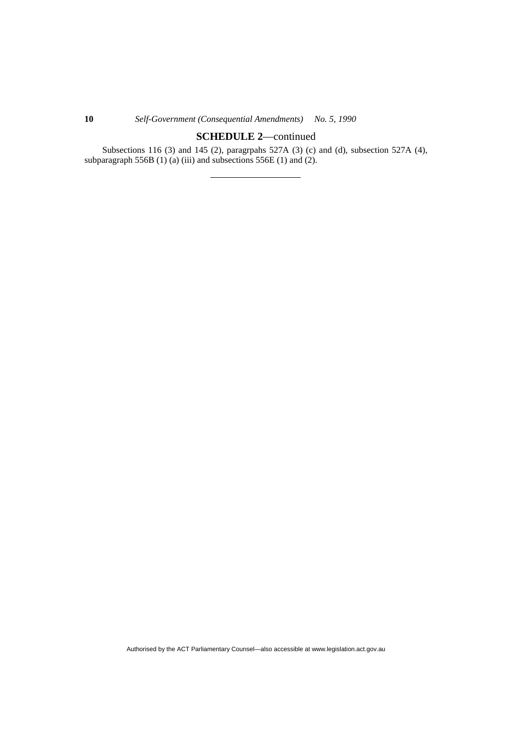## SCHEDULE 2—continued

Subsections 116 (3) and 145 (2), paragrpahs 527A (3) (c) and (d), subsection 527A (4), subparagraph 556B (1) (a) (iii) and subsections 556E (1) and (2).

---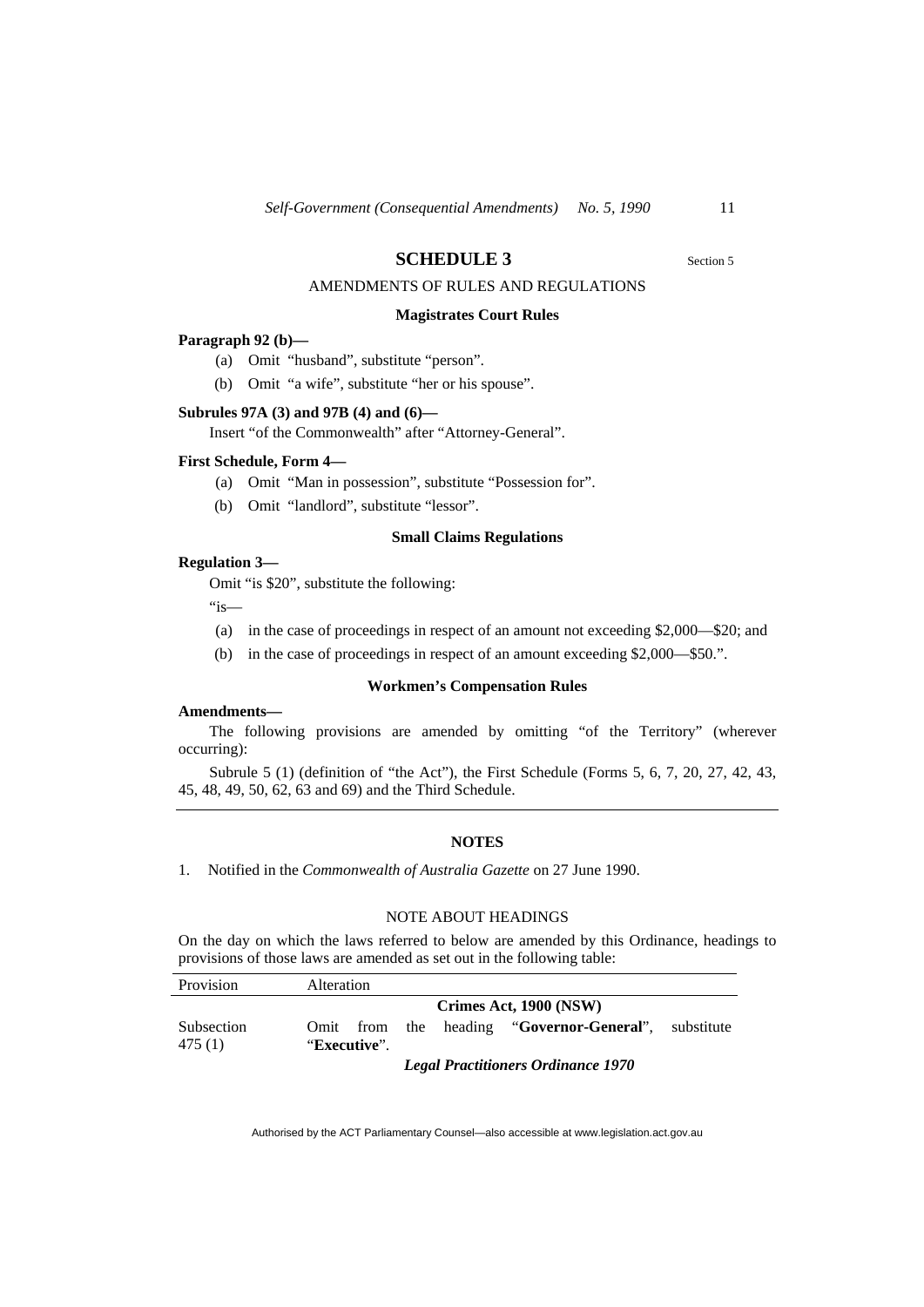## SCHEDULE 3

Section 5

AMENDMENTS OF RULES AND REGULATIONS

**Magistrates Court Rules**

**Paragraph 92 (b)—**

(a) Omit "husband", substitute "person".

(b) Omit "a wife", substitute "her or his spouse".

**Subrules 97A (3) and 97B (4) and (6)—**

Insert "of the Commonwealth" after "Attorney-General".

**First Schedule, Form 4—**

(a) Omit "Man in possession", substitute "Possession for".

(b) Omit "landlord", substitute "lessor".

**Small Claims Regulations**

**Regulation 3—**

Omit "is $20", substitute the following:

"is—

(a) in the case of proceedings in respect of an amount not exceeding $2,000—$20; and

(b) in the case of proceedings in respect of an amount exceeding $2,000—$50.".

**Workmen's Compensation Rules**

**Amendments—**

The following provisions are amended by omitting "of the Territory" (wherever occurring):

Subrule 5 (1) (definition of "the Act"), the First Schedule (Forms 5, 6, 7, 20, 27, 42, 43, 45, 48, 49, 50, 62, 63 and 69) and the Third Schedule.

---

**NOTES**

1. Notified in the *Commonwealth of Australia Gazette* on 27 June 1990.

NOTE ABOUT HEADINGS

On the day on which the laws referred to below are amended by this Ordinance, headings to provisions of those laws are amended as set out in the following table:

| Provision | Alteration |
|---|---|
| | **Crimes Act, 1900 (NSW)** |
| Subsection 475 (1) | Omit from the heading "**Governor-General**", substitute "**Executive**". |
| | ***Legal Practitioners Ordinance 1970*** |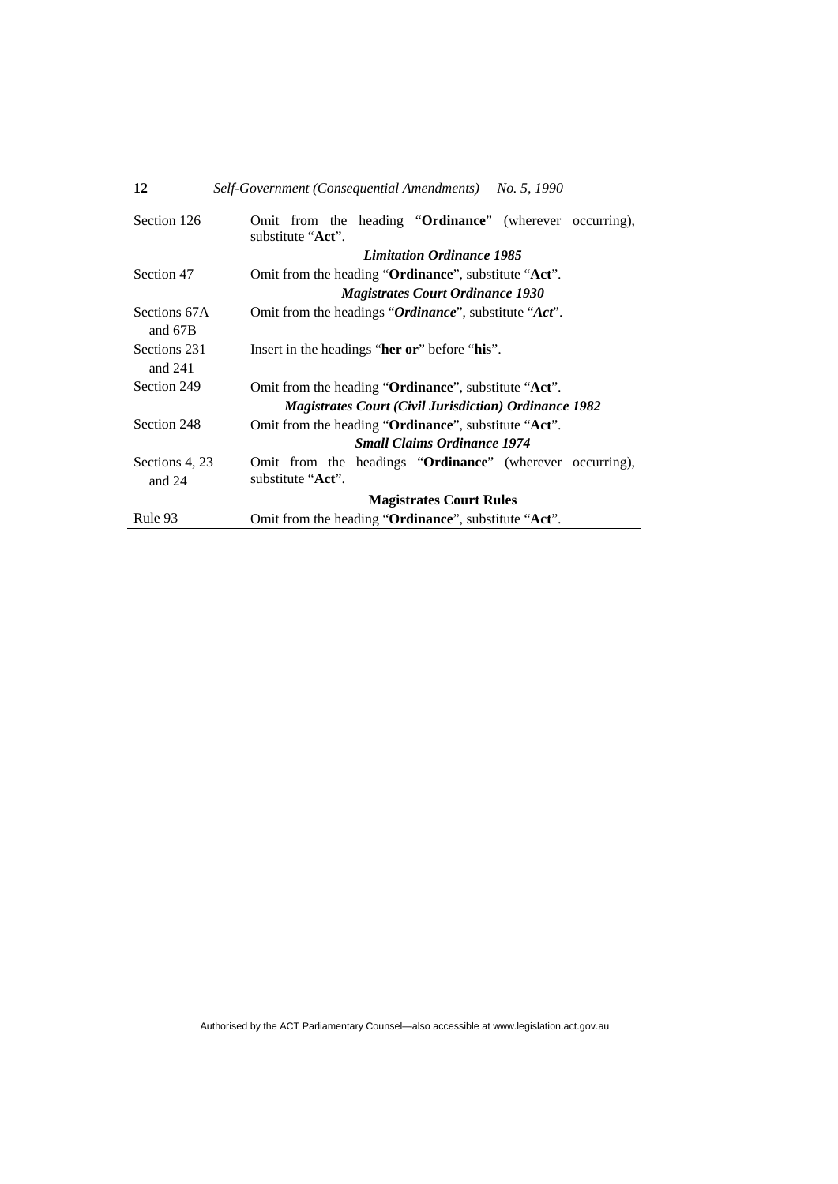| | |
|---|---|
| Section 126 | Omit from the heading "**Ordinance**" (wherever occurring), substitute "**Act**". |
| | ***Limitation Ordinance 1985*** |
| Section 47 | Omit from the heading "**Ordinance**", substitute "**Act**". |
| | ***Magistrates Court Ordinance 1930*** |
| Sections 67A and 67B | Omit from the headings "***Ordinance***", substitute "***Act***". |
| Sections 231 and 241 | Insert in the headings "**her or**" before "**his**". |
| Section 249 | Omit from the heading "**Ordinance**", substitute "**Act**". |
| | ***Magistrates Court (Civil Jurisdiction) Ordinance 1982*** |
| Section 248 | Omit from the heading "**Ordinance**", substitute "**Act**". |
| | ***Small Claims Ordinance 1974*** |
| Sections 4, 23 and 24 | Omit from the headings "**Ordinance**" (wherever occurring), substitute "**Act**". |
| | **Magistrates Court Rules** |
| Rule 93 | Omit from the heading "**Ordinance**", substitute "**Act**". |